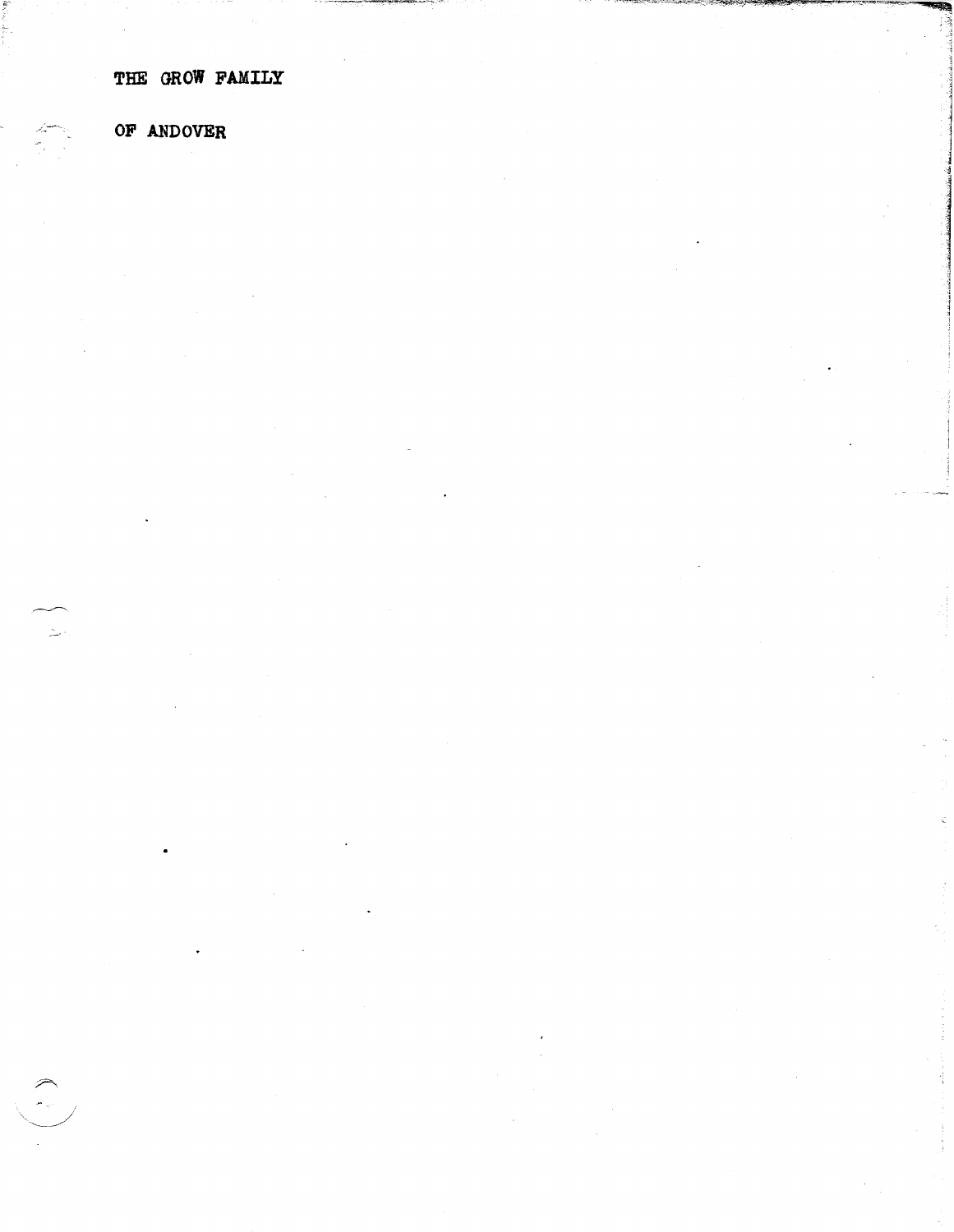# THE GROW FAMILY

# OF ANDOVER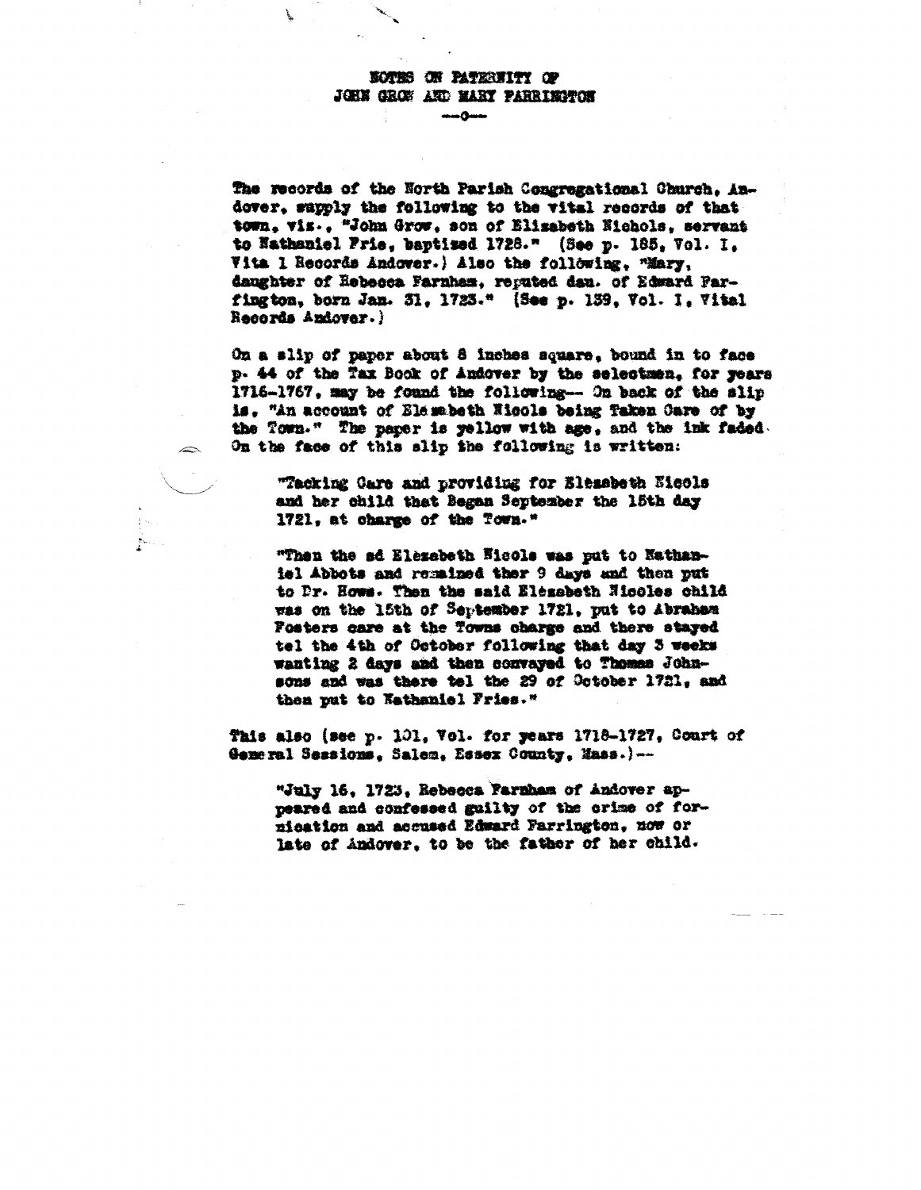# NOTES ON PATERNITY OF JOHN GROW AND MARY FARRINGTON

—o—

The records of the North Parish Congregational Church, Andover, supply the following to the vital records of that town, viz., "John Grow, son of Elizabeth Nichols, servant to Nathaniel Frie, baptized 1728." (See p. 185, Vol. I, Vital Records Andover.) Also the following, "Mary, daughter of Rebecca Farnham, reputed dau. of Edward Farrington, born Jan. 31, 1723." (See p. 139, Vol. I, Vital Records Andover.)

On a slip of paper about 8 inches square, bound in to face p. 44 of the Tax Book of Andover by the selectmen, for years 1716-1767, may be found the following— On back of the slip is, "An account of Elesabeth Nicols being Taken Care of by the Town." The paper is yellow with age, and the ink faded. On the face of this slip the following is written:

> "Tacking Care and providing for Elesabeth Nicols and her child that Began September the 15th day 1721, at charge of the Town."
>
> "Then the sd Elezabeth Nicols was put to Nathaniel Abbots and remained ther 9 days and then put to Dr. Howe. Then the said Elezebeth Nicoles child was on the 15th of September 1721, put to Abraham Fosters care at the Towns charge and there stayed tel the 4th of October following that day 3 weeks wanting 2 days and then convayed to Thomas Johnsons and was there tel the 29 of October 1721, and then put to Nathaniel Fries."

This also (see p. 101, Vol. for years 1718-1727, Court of General Sessions, Salem, Essex County, Mass.)—

> "July 16, 1723, Rebecca Farnham of Andover appeared and confessed guilty of the crime of fornication and accused Edward Farrington, now or late of Andover, to be the father of her child.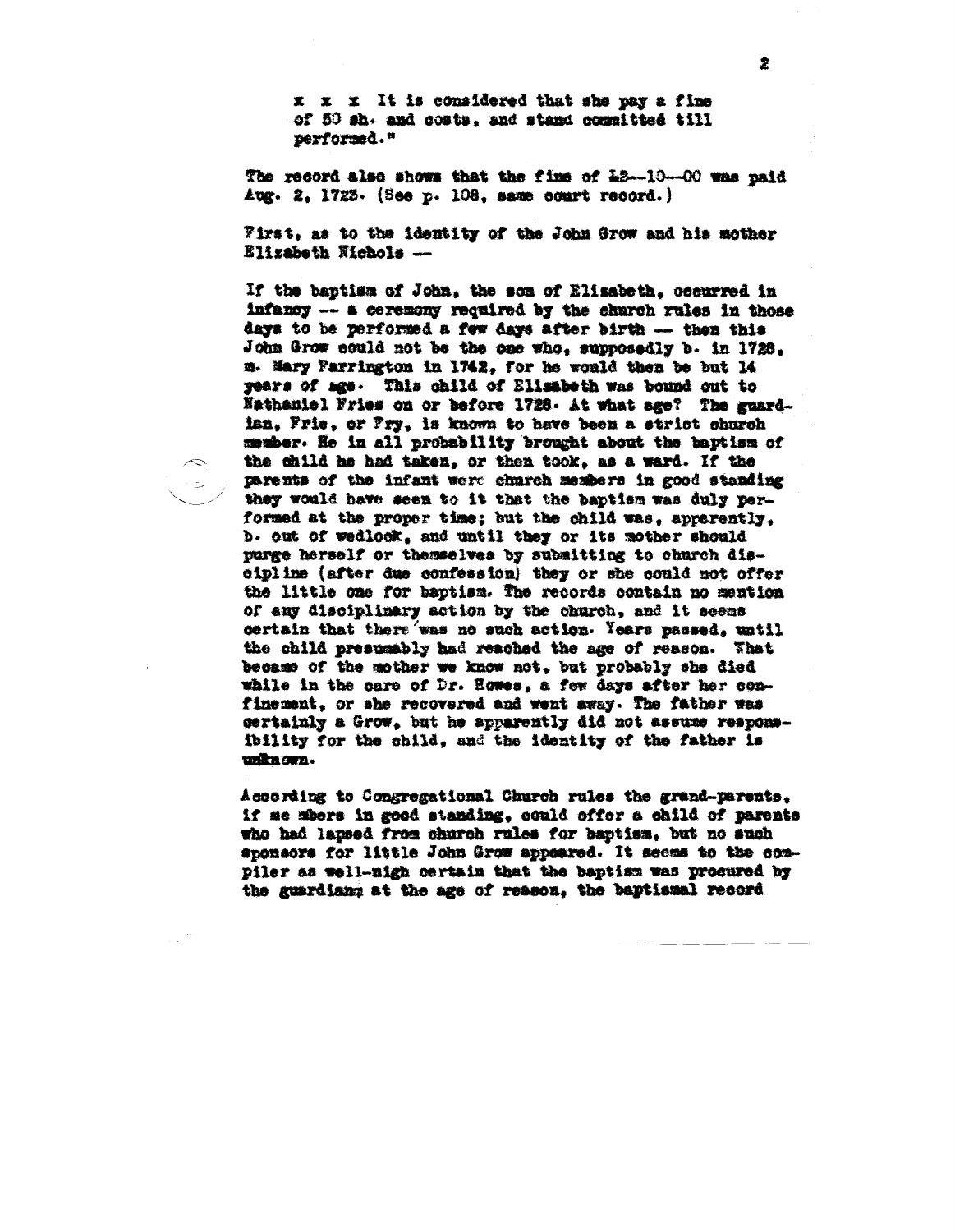x x x It is considered that she pay a fine of 50 sh. and costs, and stand committed till performed."

The record also shows that the fine of £2--10--00 was paid Aug. 2, 1723. (See p. 108, same court record.)

First, as to the identity of the John Grow and his mother Elizabeth Nichols --

If the baptism of John, the son of Elizabeth, occurred in infancy -- a ceremony required by the church rules in those days to be performed a few days after birth -- then this John Grow could not be the one who, supposedly b. in 1728, m. Mary Farrington in 1742, for he would then be but 14 years of age. This child of Elizabeth was bound out to Nathaniel Fries on or before 1728. At what age? The guardian, Fris, or Fry, is known to have been a strict church member. He in all probability brought about the baptism of the child he had taken, or then took, as a ward. If the parents of the infant were church members in good standing they would have seen to it that the baptism was duly performed at the proper time; but the child was, apparently, b. out of wedlock, and until they or its mother should purge herself or themselves by submitting to church discipline (after due confession) they or she could not offer the little one for baptism. The records contain no mention of any disciplinary action by the church, and it seems certain that there was no such action. Years passed, until the child presumably had reached the age of reason. What became of the mother we know not, but probably she died while in the care of Dr. Howes, a few days after her confinement, or she recovered and went away. The father was certainly a Grow, but he apparently did not assume responsibility for the child, and the identity of the father is unknown.

According to Congregational Church rules the grand-parents, if members in good standing, could offer a child of parents who had lapsed from church rules for baptism, but no such sponsors for little John Grow appeared. It seems to the compiler as well-nigh certain that the baptism was procured by the guardians at the age of reason, the baptismal record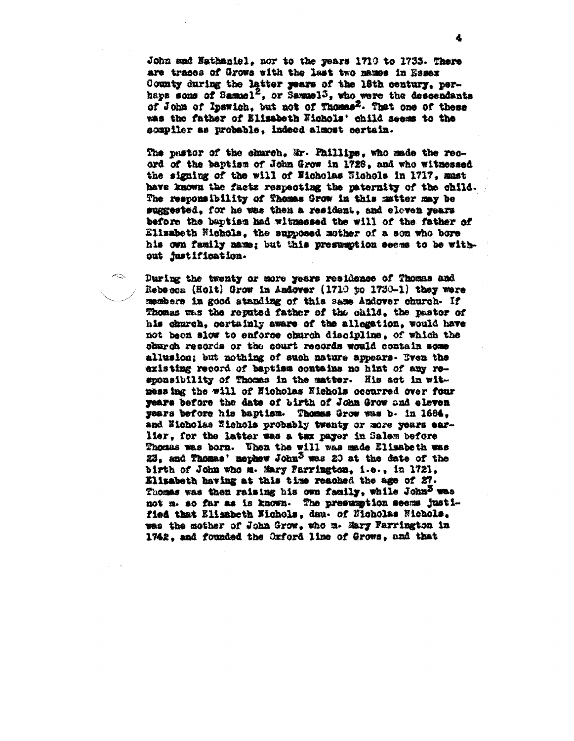John and Nathaniel, nor to the years 1710 to 1733. There are traces of Grows with the last two names in Essex County during the latter years of the 18th century, perhaps sons of Samuel[2], or Samuel[3], who were the descendants of John of Ipswich, but not of Thomas[2]. That one of these was the father of Elizabeth Nichols' child seems to the compiler as probable, indeed almost certain.

The pastor of the church, Mr. Phillips, who made the record of the baptism of John Grow in 1728, and who witnessed the signing of the will of Nicholas Nichols in 1717, must have known the facts respecting the paternity of the child. The responsibility of Thomas Grow in this matter may be suggested, for he was then a resident, and eleven years before the baptism had witnessed the will of the father of Elizabeth Nichols, the supposed mother of a son who bore his own family name; but this presumption seems to be without justification.

During the twenty or more years residence of Thomas and Rebecca (Holt) Grow in Andover (1710 to 1730-1) they were members in good standing of this same Andover church. If Thomas was the reputed father of the child, the pastor of his church, certainly aware of the allegation, would have not been slow to enforce church discipline, of which the church records or the court records would contain some allusion; but nothing of such nature appears. Even the existing record of baptism contains no hint of any responsibility of Thomas in the matter. His act in witnessing the will of Nicholas Nichols occurred over four years before the date of birth of John Grow and eleven years before his baptism. Thomas Grow was b. in 1684, and Nicholas Nichols probably twenty or more years earlier, for the latter was a tax payer in Salem before Thomas was born. When the will was made Elizabeth was 23, and Thomas' nephew John[3] was 20 at the date of the birth of John who m. Mary Farrington, i.e., in 1721, Elizabeth having at this time reached the age of 27. Thomas was then raising his own family, while John[3] was not m. so far as is known. The presumption seems justified that Elizabeth Nichols, dau. of Nicholas Nichols, was the mother of John Grow, who m. Mary Farrington in 1742, and founded the Oxford line of Grows, and that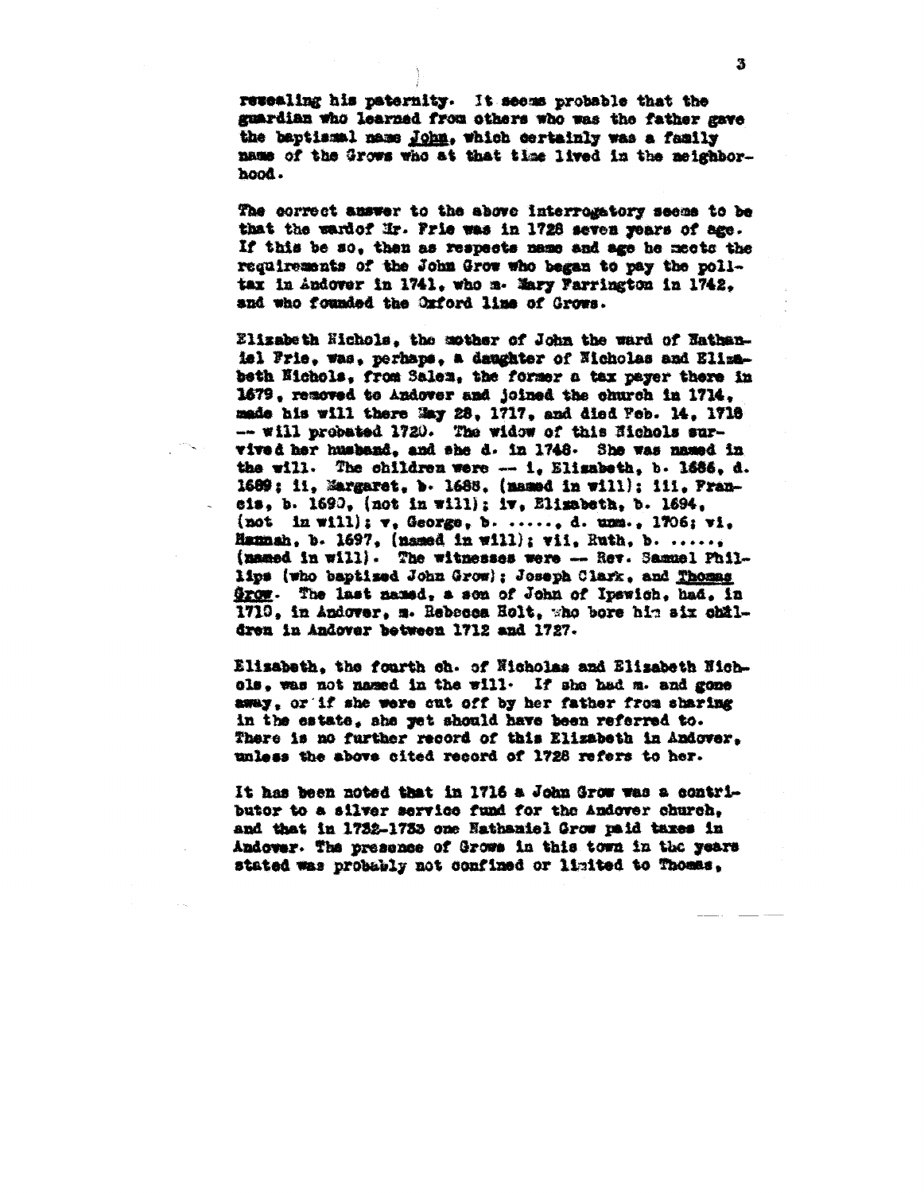revealing his paternity. It seems probable that the guardian who learned from others who was the father gave the baptismal name <u>John</u>, which certainly was a family name of the Grows who at that time lived in the neighborhood.

The correct answer to the above interrogatory seems to be that the ward of Mr. Frie was in 1728 seven years of age. If this be so, then as respects name and age he meets the requirements of the John Grow who began to pay the poll-tax in Andover in 1741, who m. Mary Farrington in 1742, and who founded the Oxford line of Grows.

Elizabeth Nichols, the mother of John the ward of Nathaniel Frie, was, perhaps, a daughter of Nicholas and Elizabeth Nichols, from Salem, the former a tax payer there in 1679, removed to Andover and joined the church in 1714, made his will there May 28, 1717, and died Feb. 14, 1718 -- will probated 1720. The widow of this Nichols survived her husband, and she d. in 1748. She was named in the will. The children were -- i, Elizabeth, b. 1686, d. 1689; ii, Margaret, b. 1688, (named in will); iii, Francis, b. 1690, (not in will); iv, Elizabeth, b. 1694, (not in will); v, George, b. ......, d. unm., 1706; vi, Hannah, b. 1697, (named in will); vii, Ruth, b. ......, (named in will). The witnesses were -- Rev. Samuel Phillips (who baptized John Grow); Joseph Clark, and <u>Thomas Grow</u>. The last named, a son of John of Ipswich, had, in 1710, in Andover, m. Rebecca Holt, who bore him six children in Andover between 1712 and 1727.

Elizabeth, the fourth ch. of Nicholas and Elizabeth Nichols, was not named in the will. If she had m. and gone away, or if she were cut off by her father from sharing in the estate, she yet should have been referred to. There is no further record of this Elizabeth in Andover, unless the above cited record of 1728 refers to her.

It has been noted that in 1716 a John Grow was a contributor to a silver service fund for the Andover church, and that in 1732-1733 one Nathaniel Grow paid taxes in Andover. The presence of Grows in this town in the years stated was probably not confined or limited to Thomas,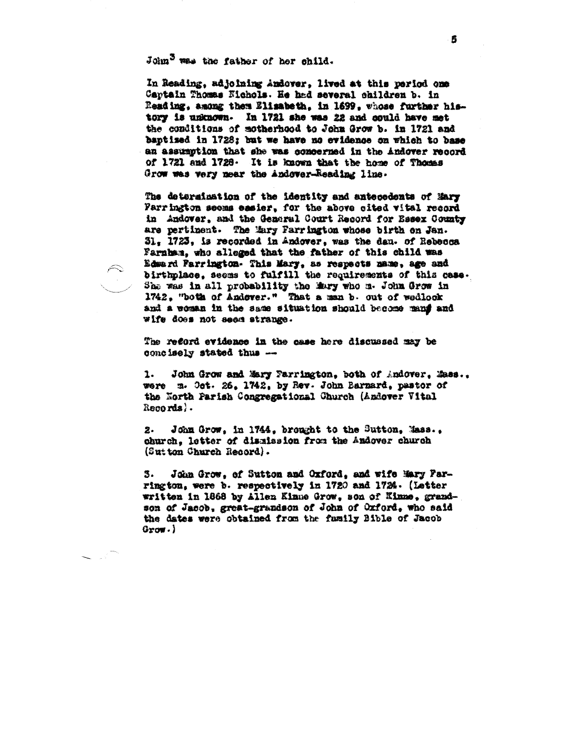John[3] was the father of her child.

In Reading, adjoining Andover, lived at this period one Captain Thomas Nichols. He had several children b. in Reading, among them Elizabeth, in 1699, whose further history is unknown. In 1721 she was 22 and could have met the conditions of motherhood to John Grow b. in 1721 and baptized in 1728; but we have no evidence on which to base an assumption that she was concerned in the Andover record of 1721 and 1728. It is known that the home of Thomas Grow was very near the Andover-Reading line.

The determination of the identity and antecedents of Mary Farrington seems easier, for the above cited vital record in Andover, and the General Court Record for Essex County are pertinent. The Mary Farrington whose birth on Jan. 31, 1723, is recorded in Andover, was the dau. of Rebecca Farnham, who alleged that the father of this child was Edward Farrington. This Mary, as respects name, age and birthplace, seems to fulfill the requirements of this case. She was in all probability the Mary who m. John Grow in 1742, "both of Andover." That a man b. out of wedlock and a woman in the same situation should become man and wife does not seem strange.

The record evidence in the case here discussed may be concisely stated thus --

1. John Grow and Mary Farrington, both of Andover, Mass., were m. Oct. 26, 1742, by Rev. John Barnard, pastor of the North Parish Congregational Church (Andover Vital Records).

2. John Grow, in 1744, brought to the Sutton, Mass., church, letter of dismission from the Andover church (Sutton Church Record).

3. John Grow, of Sutton and Oxford, and wife Mary Farrington, were b. respectively in 1720 and 1724. (Letter written in 1868 by Allen Kinne Grow, son of Kinne, grandson of Jacob, great-grandson of John of Oxford, who said the dates were obtained from the family Bible of Jacob Grow.)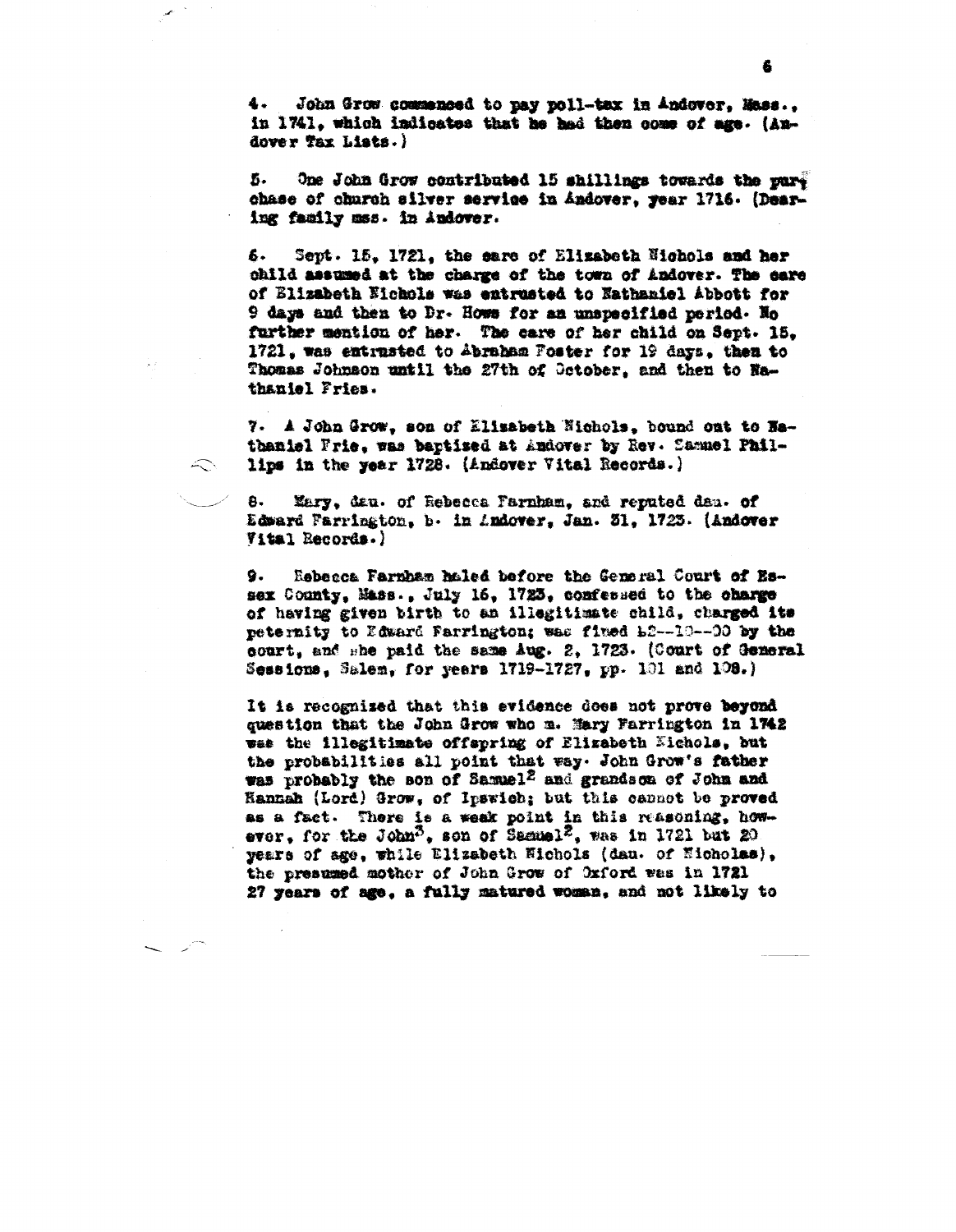4. John Grow commenced to pay poll-tax in Andover, Mass., in 1741, which indicates that he had then come of age. (Andover Tax Lists.)

5. One John Grow contributed 15 shillings towards the purchase of church silver service in Andover, year 1716. (Dearing family mss. in Andover.

6. Sept. 15, 1721, the care of Elizabeth Nichols and her child assumed at the charge of the town of Andover. The care of Elizabeth Nichols was entrusted to Nathaniel Abbott for 9 days and then to Dr. Hows for an unspecified period. No further mention of her. The care of her child on Sept. 15, 1721, was entrusted to Abraham Foster for 19 days, then to Thomas Johnson until the 27th of October, and then to Nathaniel Fries.

7. A John Grow, son of Elizabeth Nichols, bound out to Nathaniel Frie, was baptized at Andover by Rev. Samuel Phillips in the year 1728. (Andover Vital Records.)

8. Mary, dau. of Rebecca Farnham, and reputed dau. of Edward Farrington, b. in Andover, Jan. 31, 1723. (Andover Vital Records.)

9. Rebecca Farnham haled before the General Court of Essex County, Mass., July 16, 1723, confessed to the charge of having given birth to an illegitimate child, charged its paternity to Edward Farrington; was fined £2--10--00 by the court, and she paid the same Aug. 2, 1723. (Court of General Sessions, Salem, for years 1719-1727, pp. 101 and 108.)

It is recognized that this evidence does not prove beyond question that the John Grow who m. Mary Farrington in 1742 was the illegitimate offspring of Elizabeth Nichols, but the probabilities all point that way. John Grow's father was probably the son of Samuel[2] and grandson of John and Hannah (Lord) Grow, of Ipswich; but this cannot be proved as a fact. There is a weak point in this reasoning, however, for the John[3], son of Samuel[2], was in 1721 but 20 years of age, while Elizabeth Nichols (dau. of Nicholas), the presumed mother of John Grow of Oxford was in 1721 27 years of age, a fully matured woman, and not likely to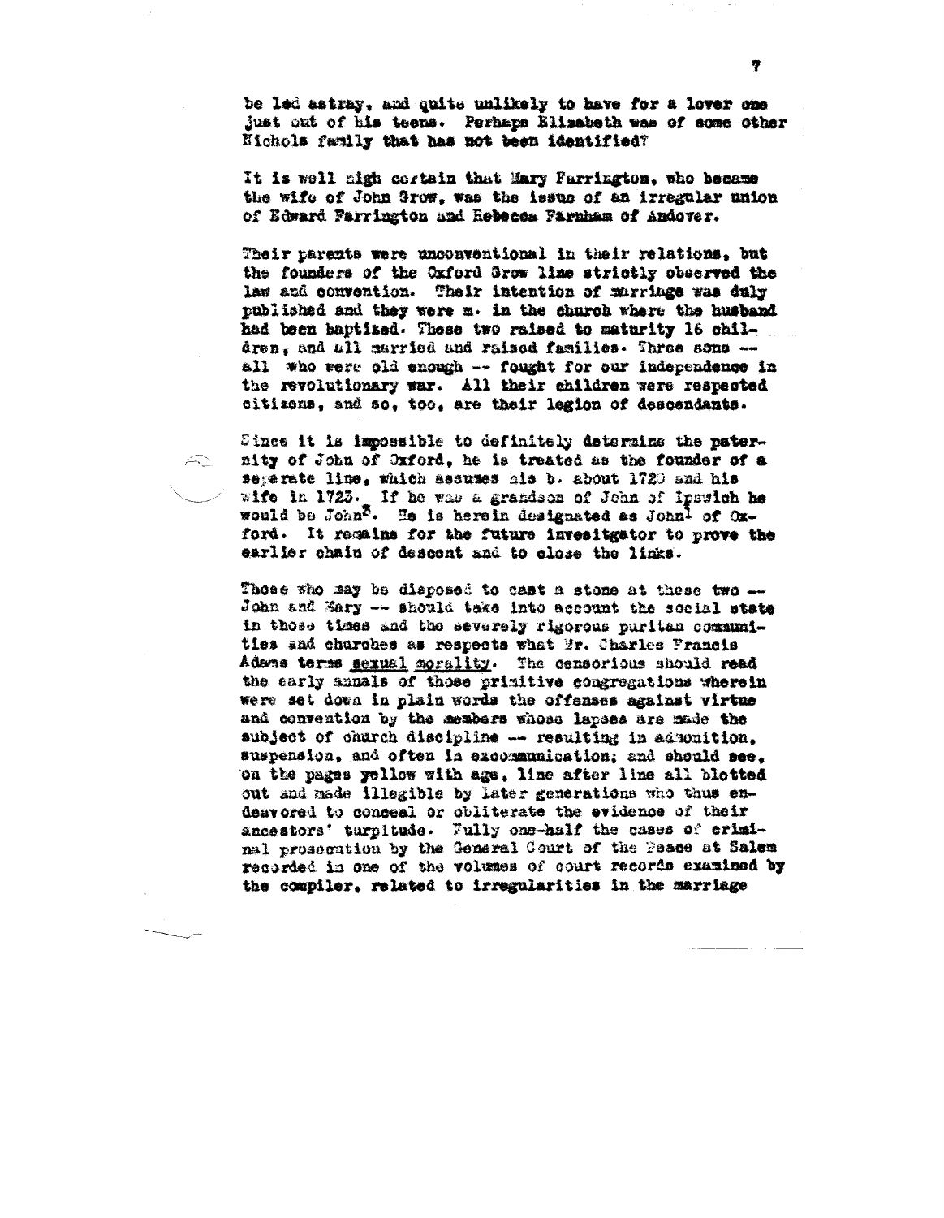be led astray, and quite unlikely to have for a lover one just out of his teens. Perhaps Elizabeth was of some other Nichols family that has not been identified?

It is well nigh certain that Mary Farrington, who became the wife of John Grow, was the issue of an irregular union of Edward Farrington and Rebecca Farnham of Andover.

Their parents were unconventional in their relations, but the founders of the Oxford Grow line strictly observed the law and convention. Their intention of marriage was duly published and they were m. in the church where the husband had been baptized. These two raised to maturity 16 children, and all married and raised families. Three sons — all who were old enough — fought for our independence in the revolutionary war. All their children were respected citizens, and so, too, are their legion of descendants.

Since it is impossible to definitely determine the paternity of John of Oxford, he is treated as the founder of a separate line, which assumes his b. about 1720 and his wife in 1725. If he was a grandson of John of Ipswich he would be John[3]. He is herein designated as John[1] of Oxford. It remains for the future investigator to prove the earlier chain of descent and to close the links.

Those who may be disposed to cast a stone at these two — John and Mary — should take into account the social state in those times and the severely rigorous puritan communities and churches as respects what Mr. Charles Francis Adams terms <u>sexual morality</u>. The censorious should read the early annals of those primitive congregations wherein were set down in plain words the offenses against virtue and convention by the members whose lapses are made the subject of church discipline — resulting in admonition, suspension, and often in excommunication; and should see, on the pages yellow with age, line after line all blotted out and made illegible by later generations who thus endeavored to conceal or obliterate the evidence of their ancestors' turpitude. Fully one-half the cases of criminal prosecution by the General Court of the Peace at Salem recorded in one of the volumes of court records examined by the compiler, related to irregularities in the marriage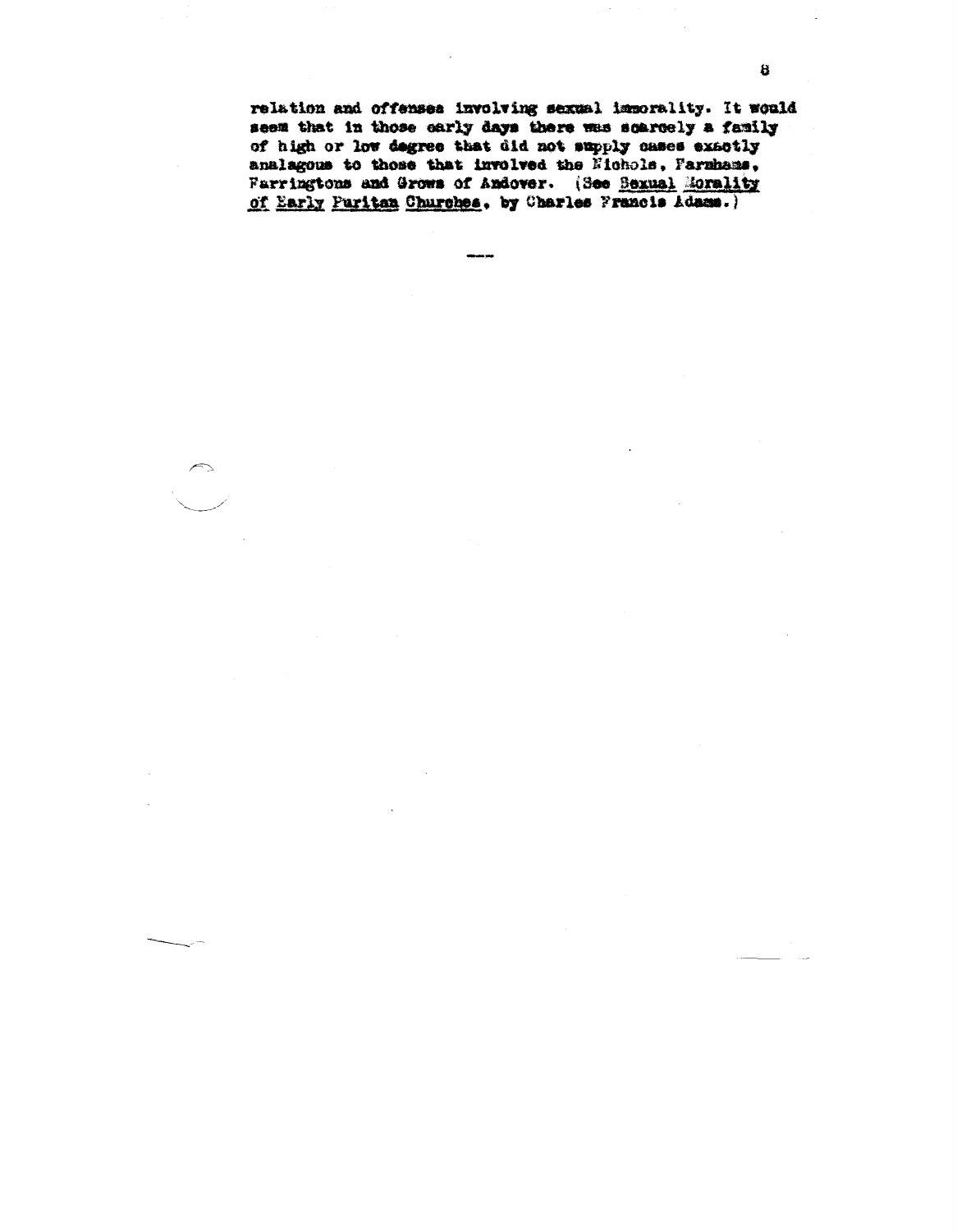relation and offenses involving sexual immorality. It would seem that in those early days there was scarcely a family of high or low degree that did not supply cases exactly analagous to those that involved the Nichols, Farnhams, Farringtons and Grows of Andover. (See <u>Sexual Morality of Early Puritan Churches</u>, by Charles Francis Adams.)

---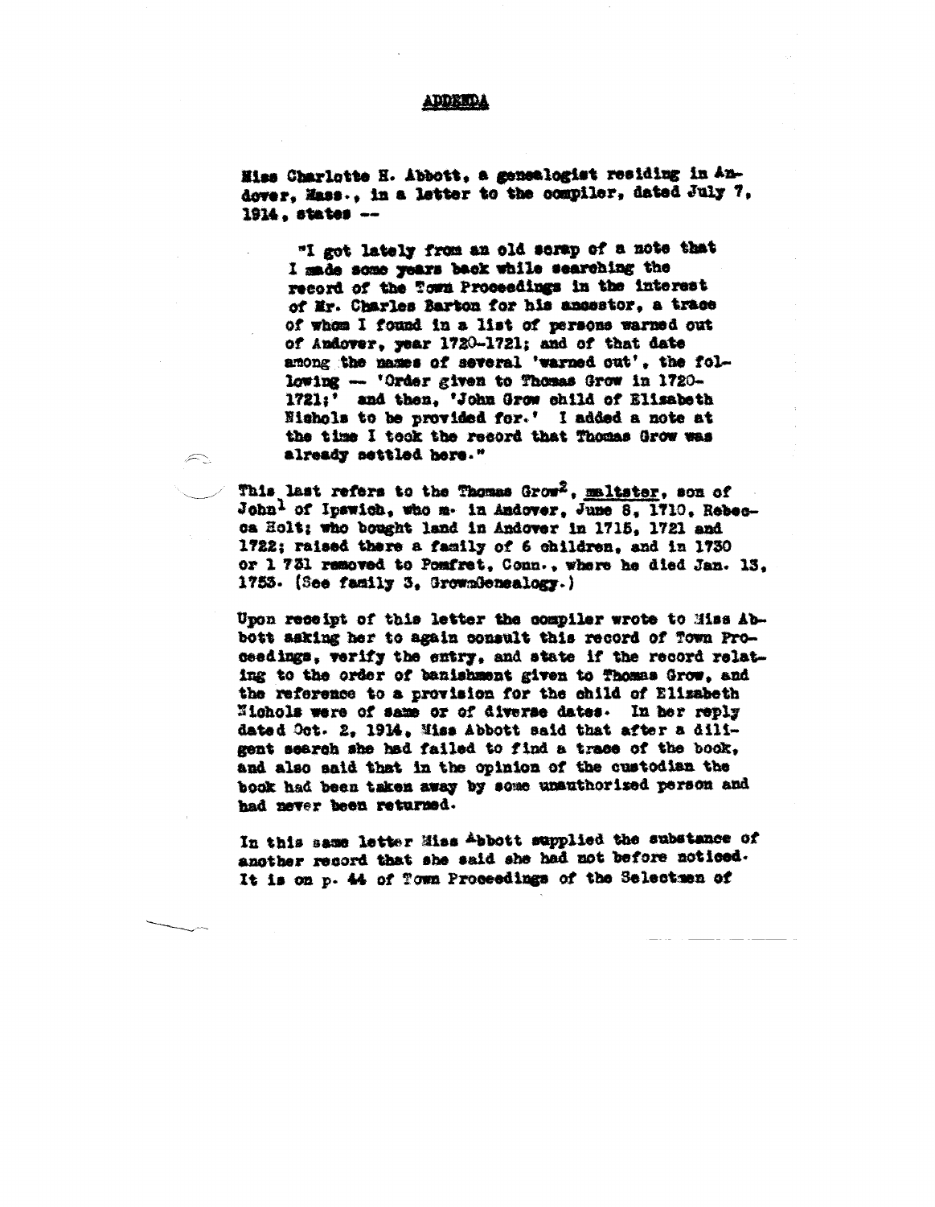## ADDENDA

Miss Charlotte H. Abbott, a genealogist residing in Andover, Mass., in a letter to the compiler, dated July 7, 1914, states --

> "I got lately from an old scrap of a note that I made some years back while searching the record of the Town Proceedings in the interest of Mr. Charles Barton for his ancestor, a trace of whom I found in a list of persons warned out of Andover, year 1720-1721; and of that date among the names of several 'warned out', the following -- 'Order given to Thomas Grow in 1720-1721;' and then, 'John Grow child of Elisabeth Nichols to be provided for.' I added a note at the time I took the record that Thomas Grow was already settled here."

This last refers to the Thomas Grow[2], maltster, son of John[1] of Ipswich, who m. in Andover, June 8, 1710, Rebecca Holt; who bought land in Andover in 1715, 1721 and 1722; raised there a family of 6 children, and in 1730 or 1 731 removed to Pomfret, Conn., where he died Jan. 13, 1753. (See family 3, GrowGenealogy.)

Upon receipt of this letter the compiler wrote to Miss Abbott asking her to again consult this record of Town Proceedings, verify the entry, and state if the record relating to the order of banishment given to Thomas Grow, and the reference to a provision for the child of Elizabeth Nichols were of same or of diverse dates. In her reply dated Oct. 2, 1914, Miss Abbott said that after a diligent search she had failed to find a trace of the book, and also said that in the opinion of the custodian the book had been taken away by some unauthorized person and had never been returned.

In this same letter Miss Abbott supplied the substance of another record that she said she had not before noticed. It is on p. 44 of Town Proceedings of the Selectmen of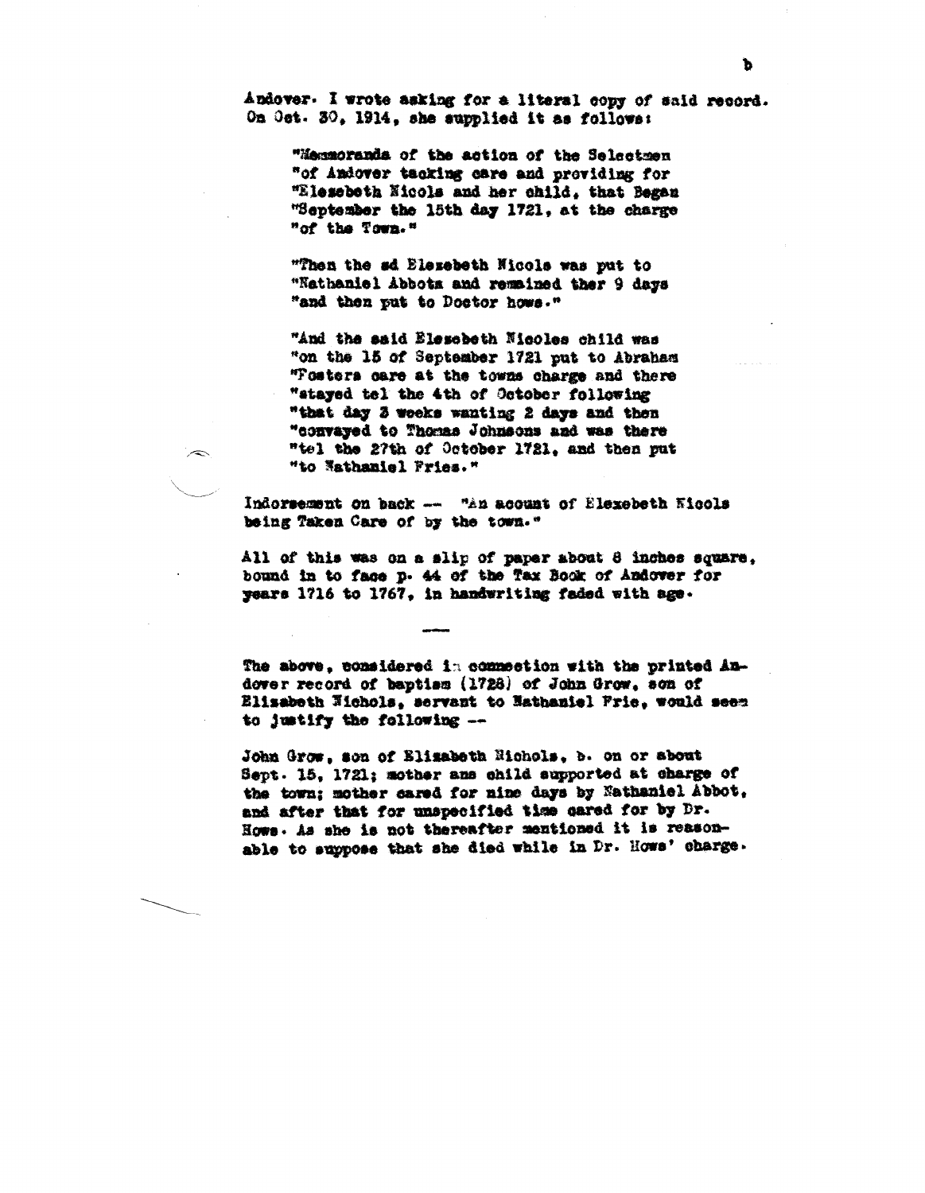Andover. I wrote asking for a literal copy of said record. On Oct. 30, 1914, she supplied it as follows:

> "Memmoranda of the action of the Selectmen "of Andover tacking care and providing for "Elesebeth Nicols and her child, that Began "September the 15th day 1721, at the charge "of the Town."
>
> "Then the sd Elezebeth Nicols was put to "Nathaniel Abbots and remained ther 9 days "and then put to Doctor hows."
>
> "And the said Elesebeth Nicoles child was "on the 15 of September 1721 put to Abraham "Fosters care at the towns charge and there "stayed tel the 4th of October following "that day 3 weeks wanting 2 days and then "convayed to Thomas Johnsons and was there "tel the 27th of October 1721, and then put "to Nathaniel Fries."

Indorsement on back -- "An acount of Elexebeth Nicols being Taken Care of by the town."

All of this was on a slip of paper about 8 inches square, bound in to face p. 44 of the Tax Book of Andover for years 1716 to 1767, in handwriting faded with age.

---

The above, considered in connection with the printed Andover record of baptism (1728) of John Grow, son of Elizabeth Nichols, servant to Nathaniel Frie, would seem to justify the following --

John Grow, son of Elizabeth Nichols, b. on or about Sept. 15, 1721; mother ans child supported at charge of the town; mother cared for nine days by Nathaniel Abbot, and after that for unspecified time cared for by Dr. Hows. As she is not thereafter mentioned it is reasonable to suppose that she died while in Dr. Hows' charge.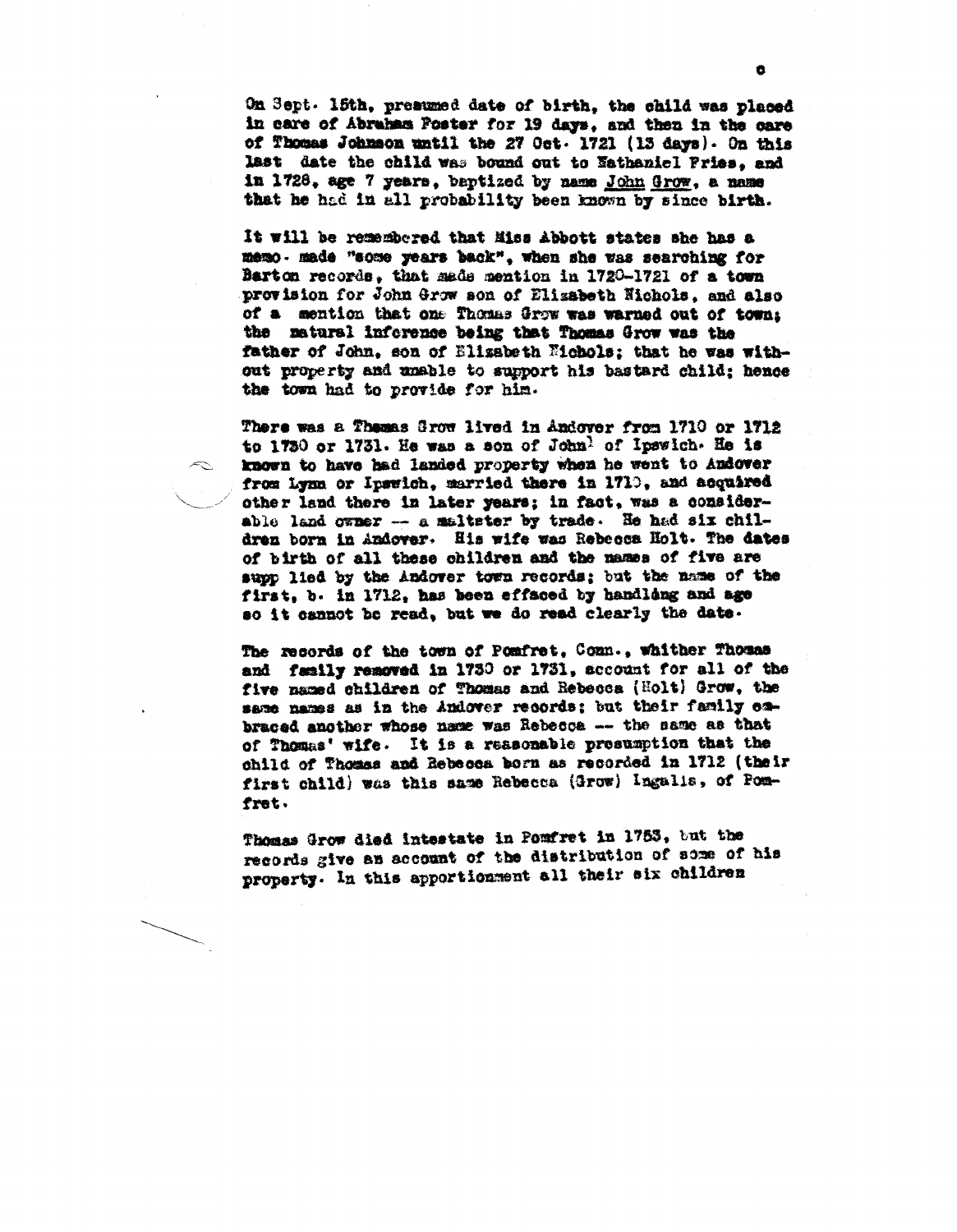On Sept. 15th, presumed date of birth, the child was placed in care of Abraham Foster for 19 days, and then in the care of Thomas Johnson until the 27 Oct. 1721 (13 days). On this last date the child was bound out to Nathaniel Fries, and in 1728, age 7 years, baptized by name John Grow, a name that he had in all probability been known by since birth.

It will be remembered that Miss Abbott states she has a memo. made "some years back", when she was searching for Barton records, that made mention in 1720-1721 of a town provision for John Grow son of Elizabeth Nichols, and also of a mention that one Thomas Grow was warned out of town; the natural inference being that Thomas Grow was the father of John, son of Elizabeth Nichols; that he was without property and unable to support his bastard child; hence the town had to provide for him.

There was a Thomas Grow lived in Andover from 1710 or 1712 to 1730 or 1731. He was a son of John[1] of Ipswich. He is known to have had landed property when he went to Andover from Lynn or Ipswich, married there in 1710, and acquired other land there in later years; in fact, was a considerable land owner -- a maltster by trade. He had six children born in Andover. His wife was Rebecca Holt. The dates of birth of all these children and the names of five are supplied by the Andover town records; but the name of the first, b. in 1712, has been effaced by handling and age so it cannot be read, but we do read clearly the date.

The records of the town of Pomfret, Conn., whither Thomas and family removed in 1730 or 1731, account for all of the five named children of Thomas and Rebecca (Holt) Grow, the same names as in the Andover records; but their family embraced another whose name was Rebecca -- the same as that of Thomas' wife. It is a reasonable presumption that the child of Thomas and Rebecca born as recorded in 1712 (their first child) was this same Rebecca (Grow) Ingalls, of Pomfret.

Thomas Grow died intestate in Pomfret in 1753, but the records give an account of the distribution of some of his property. In this apportionment all their six children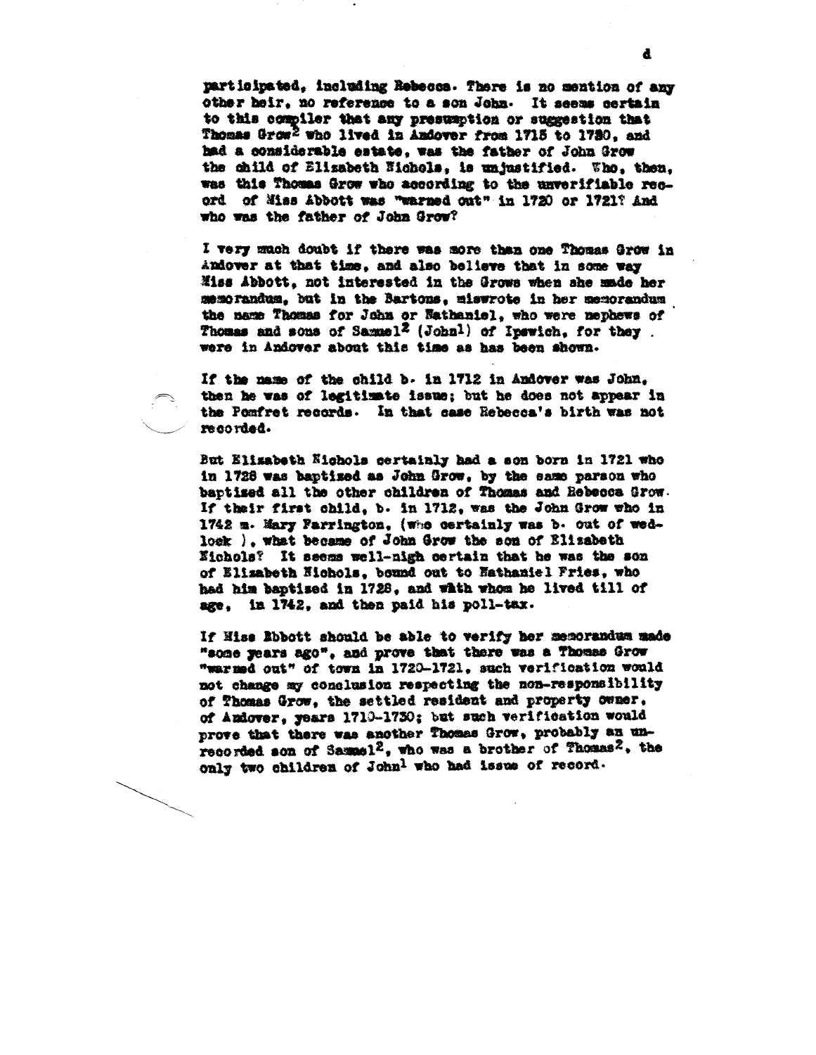participated, including Rebecca. There is no mention of any other heir, no reference to a son John. It seems certain to this compiler that any presumption or suggestion that Thomas Grow[2] who lived in Andover from 1715 to 1730, and had a considerable estate, was the father of John Grow the child of Elizabeth Nichols, is unjustified. Who, then, was this Thomas Grow who according to the unverifiable record of Miss Abbott was "warned out" in 1720 or 1721? And who was the father of John Grow?

I very much doubt if there was more than one Thomas Grow in Andover at that time, and also believe that in some way Miss Abbott, not interested in the Grows when she made her memorandum, but in the Bartons, miswrote in her memorandum the name Thomas for John or Nathaniel, who were nephews of Thomas and sons of Samuel[2] (John[1]) of Ipswich, for they were in Andover about this time as has been shown.

If the name of the child b. in 1712 in Andover was John, then he was of legitimate issue; but he does not appear in the Pomfret records. In that case Rebecca's birth was not recorded.

But Elizabeth Nichols certainly had a son born in 1721 who in 1728 was baptized as John Grow, by the same parson who baptized all the other children of Thomas and Rebecca Grow. If their first child, b. in 1712, was the John Grow who in 1742 m. Mary Farrington, (who certainly was b. out of wedlock ), what became of John Grow the son of Elizabeth Nichols? It seems well-nigh certain that he was the son of Elizabeth Nichols, bound out to Nathaniel Fries, who had him baptised in 1728, and with whom he lived till of age, in 1742, and then paid his poll-tax.

If Miss Abbott should be able to verify her memorandum made "some years ago", and prove that there was a Thomas Grow "warned out" of town in 1720-1721, such verification would not change my conclusion respecting the non-responsibility of Thomas Grow, the settled resident and property owner, of Andover, years 1710-1730; but such verification would prove that there was another Thomas Grow, probably an unrecorded son of Samuel[2], who was a brother of Thomas[2], the only two children of John[1] who had issue of record.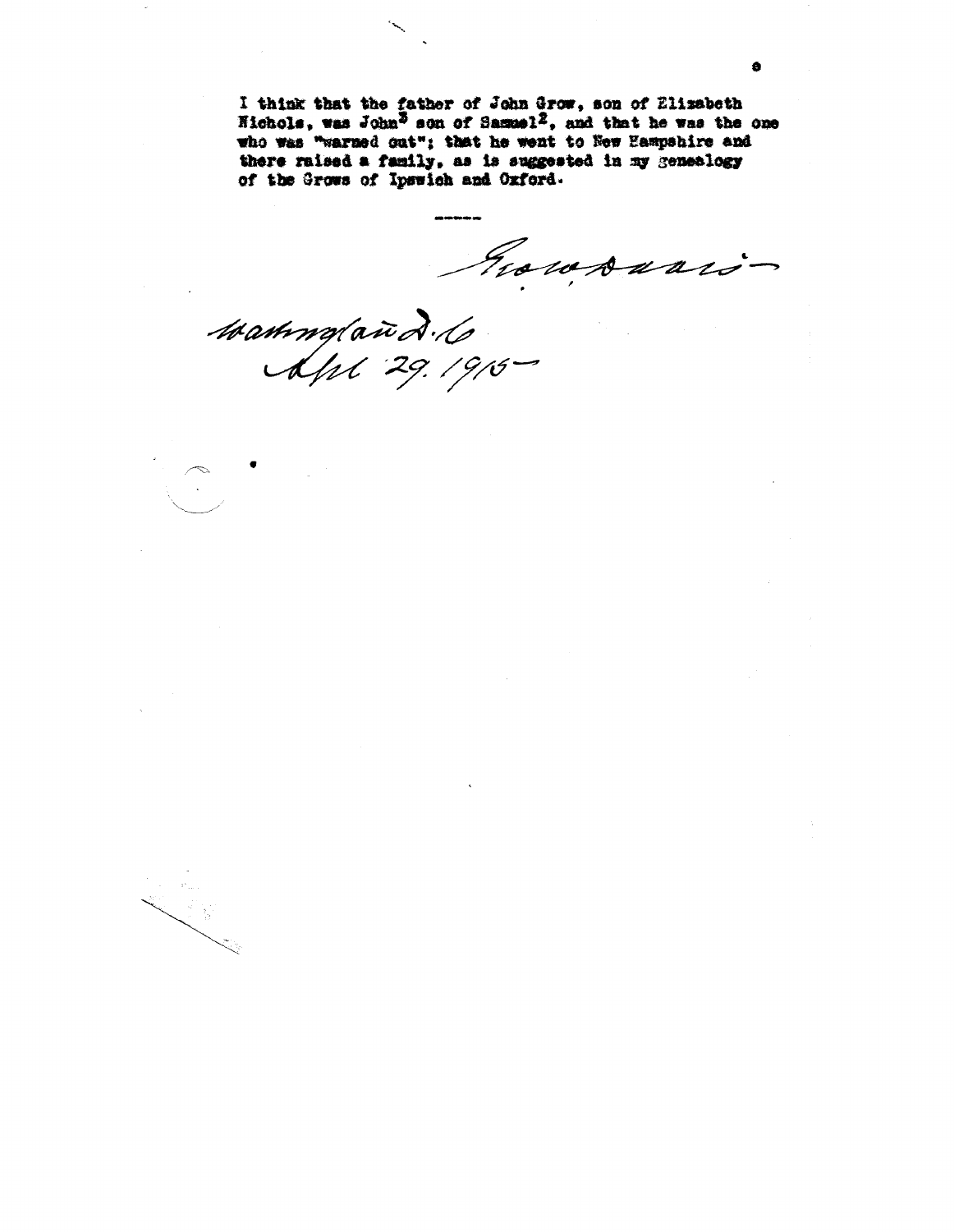I think that the father of John Grow, son of Elizabeth Nichols, was John[3] son of Samuel[2], and that he was the one who was "warned out"; that he went to New Hampshire and there raised a family, as is suggested in my genealogy of the Grows of Ipswich and Oxford.

-----

Grow Davis

Washington D.C.
Apl 29. 1915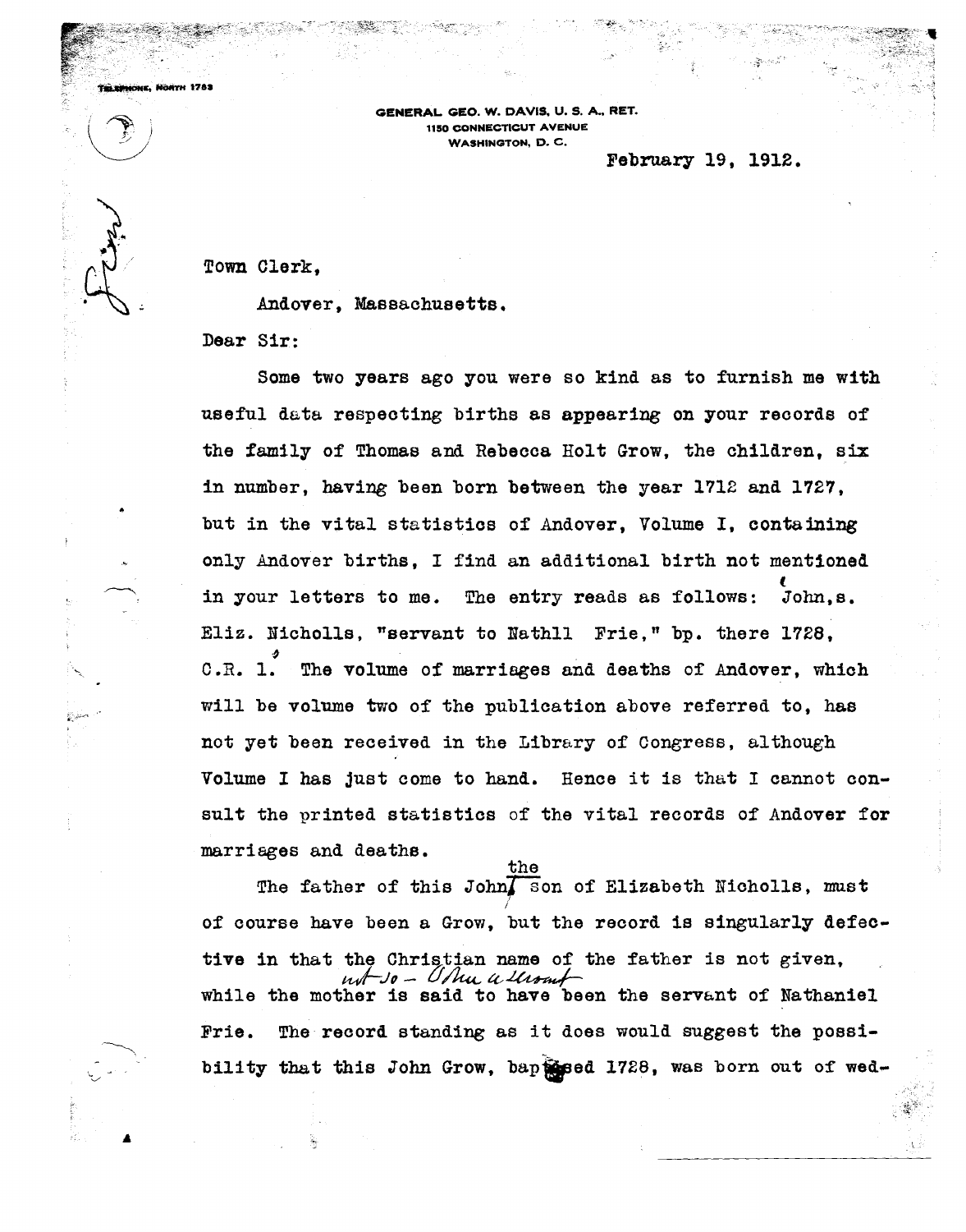TELEPHONE, NORTH 1763

GENERAL GEO. W. DAVIS, U. S. A., RET.
1150 CONNECTICUT AVENUE
WASHINGTON, D. C.

February 19, 1912.

Town Clerk,

Andover, Massachusetts.

Dear Sir:

Some two years ago you were so kind as to furnish me with useful data respecting births as appearing on your records of the family of Thomas and Rebecca Holt Grow, the children, six in number, having been born between the year 1712 and 1727, but in the vital statistics of Andover, Volume I, containing only Andover births, I find an additional birth not mentioned in your letters to me. The entry reads as follows: John, s. Eliz. Nicholls, "servant to Nathll Frie," bp. there 1728, C.R. 1. The volume of marriages and deaths of Andover, which will be volume two of the publication above referred to, has not yet been received in the Library of Congress, although Volume I has just come to hand. Hence it is that I cannot consult the printed statistics of the vital records of Andover for marriages and deaths.

The father of this John, the son of Elizabeth Nicholls, must of course have been a Grow, but the record is singularly defective in that the Christian name of the father is not given, while the mother is said to have been the servant of Nathaniel Frie. The record standing as it does would suggest the possibility that this John Grow, baptised 1728, was born out of wed-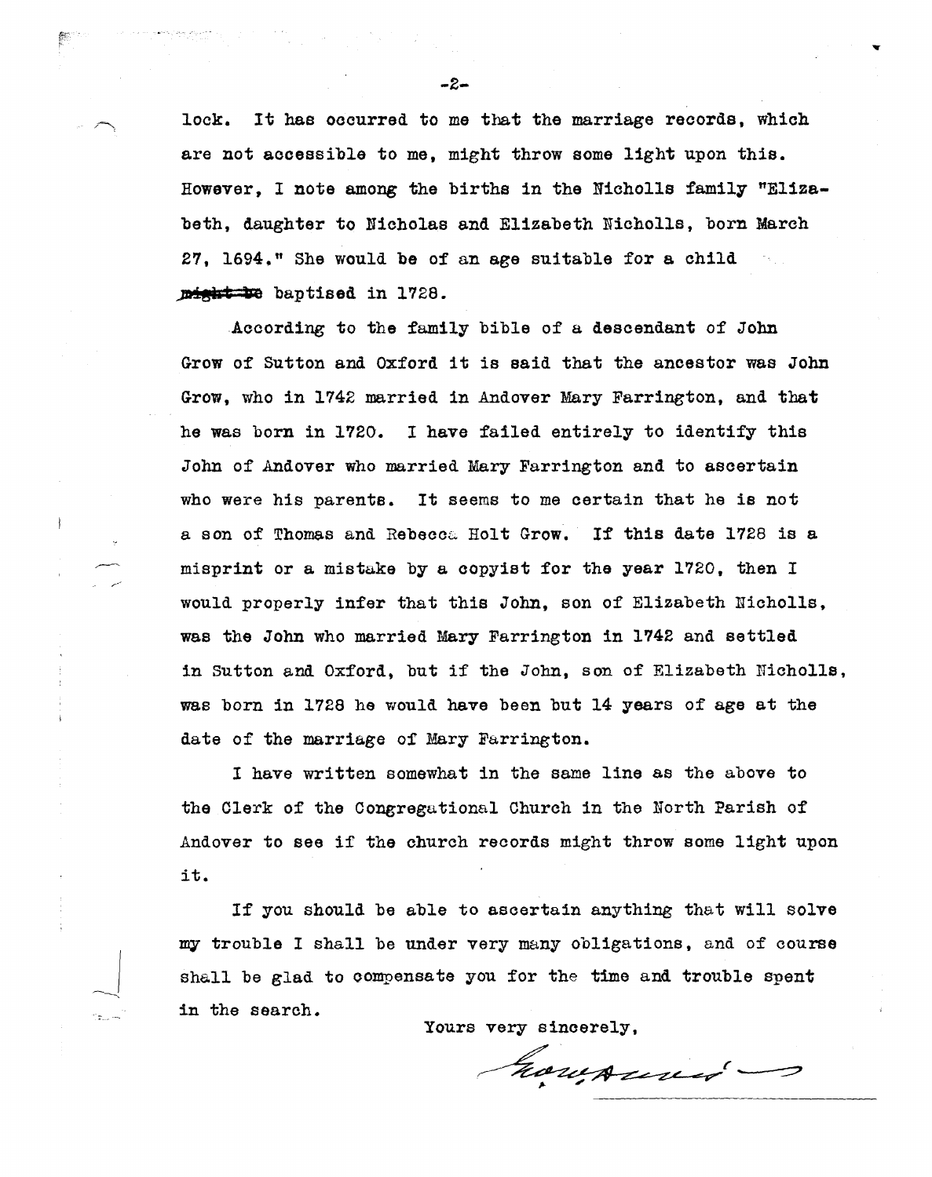lock. It has occurred to me that the marriage records, which are not accessible to me, might throw some light upon this. However, I note among the births in the Nicholls family "Elizabeth, daughter to Nicholas and Elizabeth Nicholls, born March 27, 1694." She would be of an age suitable for a child ~~might be~~ baptised in 1728.

According to the family bible of a descendant of John Grow of Sutton and Oxford it is said that the ancestor was John Grow, who in 1742 married in Andover Mary Farrington, and that he was born in 1720. I have failed entirely to identify this John of Andover who married Mary Farrington and to ascertain who were his parents. It seems to me certain that he is not a son of Thomas and Rebecca Holt Grow. If this date 1728 is a misprint or a mistake by a copyist for the year 1720, then I would properly infer that this John, son of Elizabeth Nicholls, was the John who married Mary Farrington in 1742 and settled in Sutton and Oxford, but if the John, son of Elizabeth Nicholls, was born in 1728 he would have been but 14 years of age at the date of the marriage of Mary Farrington.

I have written somewhat in the same line as the above to the Clerk of the Congregational Church in the North Parish of Andover to see if the church records might throw some light upon it.

If you should be able to ascertain anything that will solve my trouble I shall be under very many obligations, and of course shall be glad to compensate you for the time and trouble spent in the search.

Yours very sincerely,

*Geo. Anner*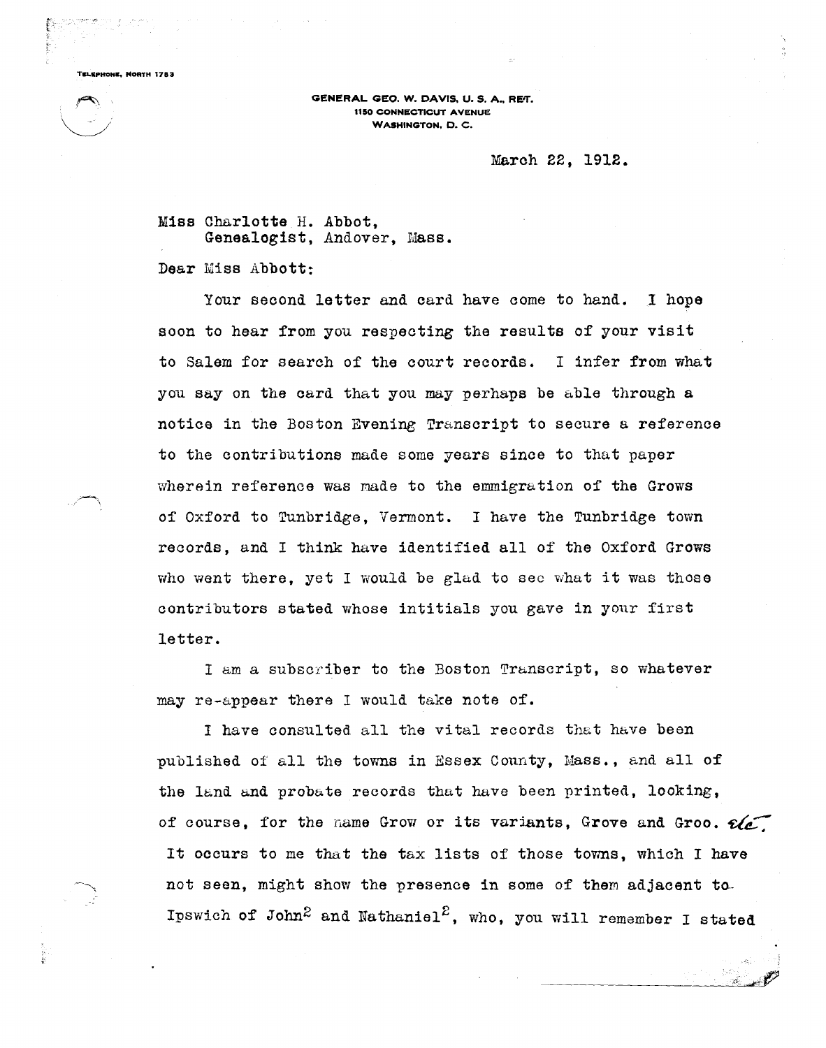TELEPHONE, NORTH 1783

GENERAL GEO. W. DAVIS, U. S. A., RET.
1150 CONNECTICUT AVENUE
WASHINGTON, D. C.

March 22, 1912.

Miss Charlotte H. Abbot,
Genealogist, Andover, Mass.

Dear Miss Abbott:

Your second letter and card have come to hand. I hope soon to hear from you respecting the results of your visit to Salem for search of the court records. I infer from what you say on the card that you may perhaps be able through a notice in the Boston Evening Transcript to secure a reference to the contributions made some years since to that paper wherein reference was made to the emmigration of the Grows of Oxford to Tunbridge, Vermont. I have the Tunbridge town records, and I think have identified all of the Oxford Grows who went there, yet I would be glad to see what it was those contributors stated whose intitials you gave in your first letter.

I am a subscriber to the Boston Transcript, so whatever may re-appear there I would take note of.

I have consulted all the vital records that have been published of all the towns in Essex County, Mass., and all of the land and probate records that have been printed, looking, of course, for the name Grow or its variants, Grove and Groo. etc. It occurs to me that the tax lists of those towns, which I have not seen, might show the presence in some of them adjacent to Ipswich of John[2] and Nathaniel[2], who, you will remember I stated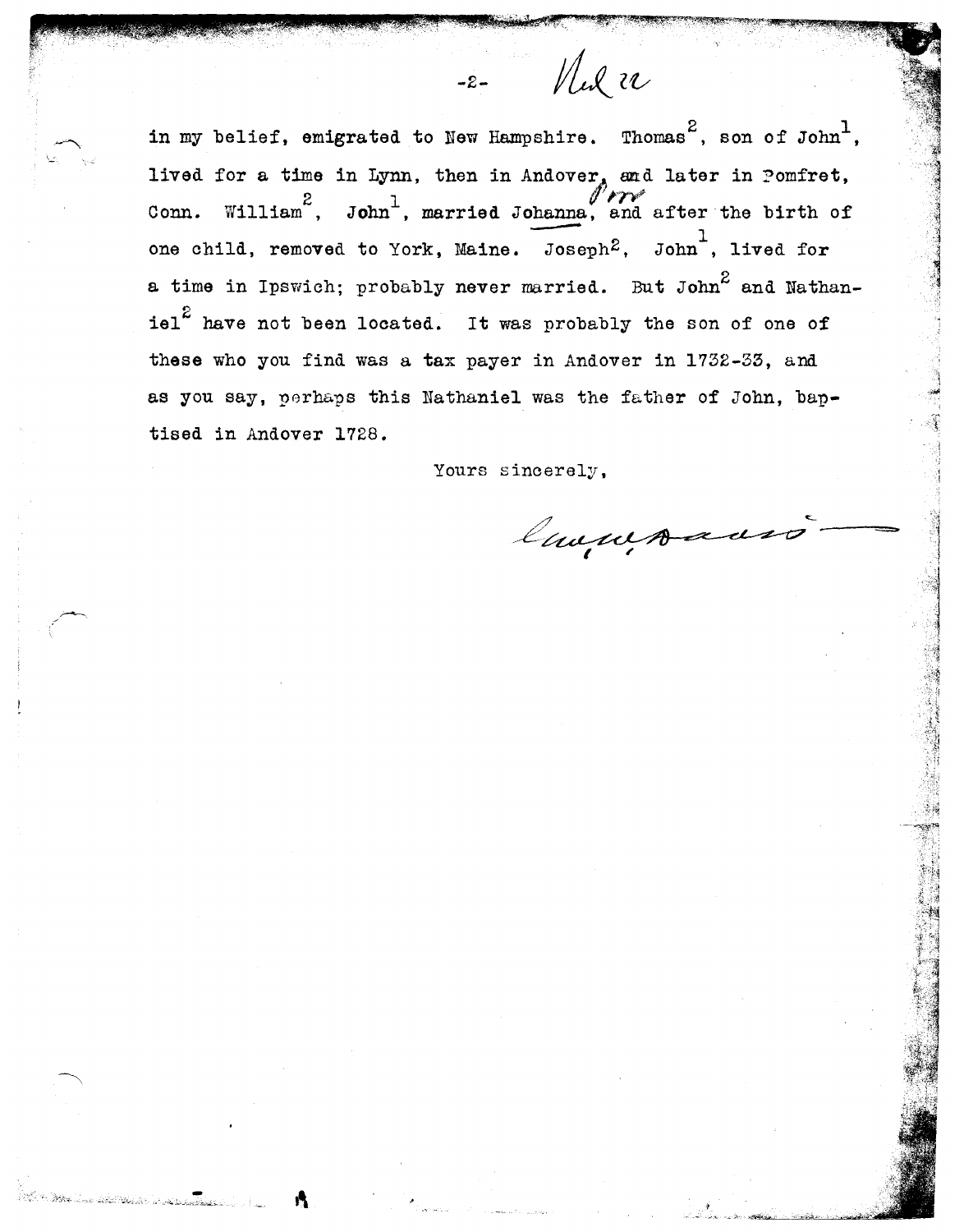in my belief, emigrated to New Hampshire. Thomas[2], son of John[1], lived for a time in Lynn, then in Andover, and later in Pomfret, Conn. William[2], John[1], married Johanna, and after the birth of one child, removed to York, Maine. Joseph[2], John[1], lived for a time in Ipswich; probably never married. But John[2] and Nathaniel[2] have not been located. It was probably the son of one of these who you find was a tax payer in Andover in 1732-33, and as you say, perhaps this Nathaniel was the father of John, baptised in Andover 1728.

Yours sincerely,